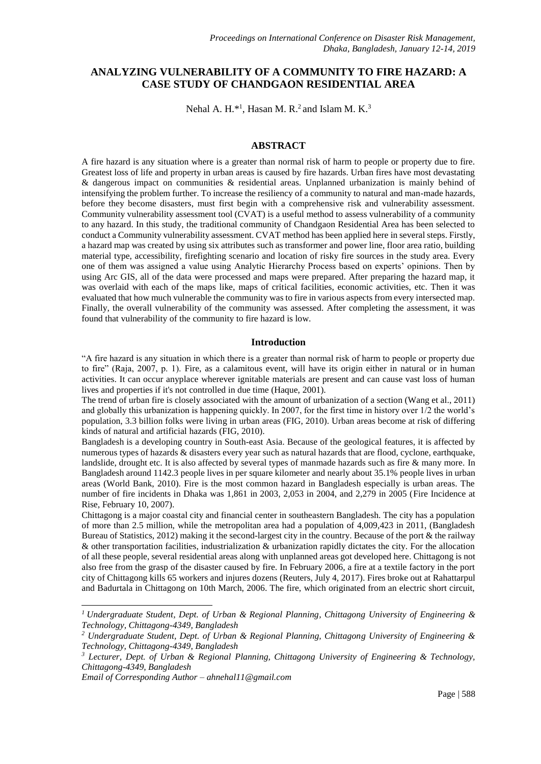# ANALYZING VULNERABILITY OF A COMMUNITY TO FIRE HAZARD: A CASE STUDY OF CHANDGAON RESIDENTIAL AREA

Nehal A. H.*[1], Hasan M. R.[2] and Islam M. K.[3]

## ABSTRACT

A fire hazard is any situation where is a greater than normal risk of harm to people or property due to fire. Greatest loss of life and property in urban areas is caused by fire hazards. Urban fires have most devastating & dangerous impact on communities & residential areas. Unplanned urbanization is mainly behind of intensifying the problem further. To increase the resiliency of a community to natural and man-made hazards, before they become disasters, must first begin with a comprehensive risk and vulnerability assessment. Community vulnerability assessment tool (CVAT) is a useful method to assess vulnerability of a community to any hazard. In this study, the traditional community of Chandgaon Residential Area has been selected to conduct a Community vulnerability assessment. CVAT method has been applied here in several steps. Firstly, a hazard map was created by using six attributes such as transformer and power line, floor area ratio, building material type, accessibility, firefighting scenario and location of risky fire sources in the study area. Every one of them was assigned a value using Analytic Hierarchy Process based on experts' opinions. Then by using Arc GIS, all of the data were processed and maps were prepared. After preparing the hazard map, it was overlaid with each of the maps like, maps of critical facilities, economic activities, etc. Then it was evaluated that how much vulnerable the community was to fire in various aspects from every intersected map. Finally, the overall vulnerability of the community was assessed. After completing the assessment, it was found that vulnerability of the community to fire hazard is low.

## Introduction

"A fire hazard is any situation in which there is a greater than normal risk of harm to people or property due to fire" (Raja, 2007, p. 1). Fire, as a calamitous event, will have its origin either in natural or in human activities. It can occur anyplace wherever ignitable materials are present and can cause vast loss of human lives and properties if it's not controlled in due time (Haque, 2001).

The trend of urban fire is closely associated with the amount of urbanization of a section (Wang et al., 2011) and globally this urbanization is happening quickly. In 2007, for the first time in history over 1/2 the world's population, 3.3 billion folks were living in urban areas (FIG, 2010). Urban areas become at risk of differing kinds of natural and artificial hazards (FIG, 2010).

Bangladesh is a developing country in South-east Asia. Because of the geological features, it is affected by numerous types of hazards & disasters every year such as natural hazards that are flood, cyclone, earthquake, landslide, drought etc. It is also affected by several types of manmade hazards such as fire & many more. In Bangladesh around 1142.3 people lives in per square kilometer and nearly about 35.1% people lives in urban areas (World Bank, 2010). Fire is the most common hazard in Bangladesh especially is urban areas. The number of fire incidents in Dhaka was 1,861 in 2003, 2,053 in 2004, and 2,279 in 2005 (Fire Incidence at Rise, February 10, 2007).

Chittagong is a major coastal city and financial center in southeastern Bangladesh. The city has a population of more than 2.5 million, while the metropolitan area had a population of 4,009,423 in 2011, (Bangladesh Bureau of Statistics, 2012) making it the second-largest city in the country. Because of the port & the railway & other transportation facilities, industrialization & urbanization rapidly dictates the city. For the allocation of all these people, several residential areas along with unplanned areas got developed here. Chittagong is not also free from the grasp of the disaster caused by fire. In February 2006, a fire at a textile factory in the port city of Chittagong kills 65 workers and injures dozens (Reuters, July 4, 2017). Fires broke out at Rahattarpul and Badurtala in Chittagong on 10th March, 2006. The fire, which originated from an electric short circuit,

---

[1] *Undergraduate Student, Dept. of Urban & Regional Planning, Chittagong University of Engineering & Technology, Chittagong-4349, Bangladesh*

[2] *Undergraduate Student, Dept. of Urban & Regional Planning, Chittagong University of Engineering & Technology, Chittagong-4349, Bangladesh*

[3] *Lecturer, Dept. of Urban & Regional Planning, Chittagong University of Engineering & Technology, Chittagong-4349, Bangladesh*

*Email of Corresponding Author – ahnehal11@gmail.com*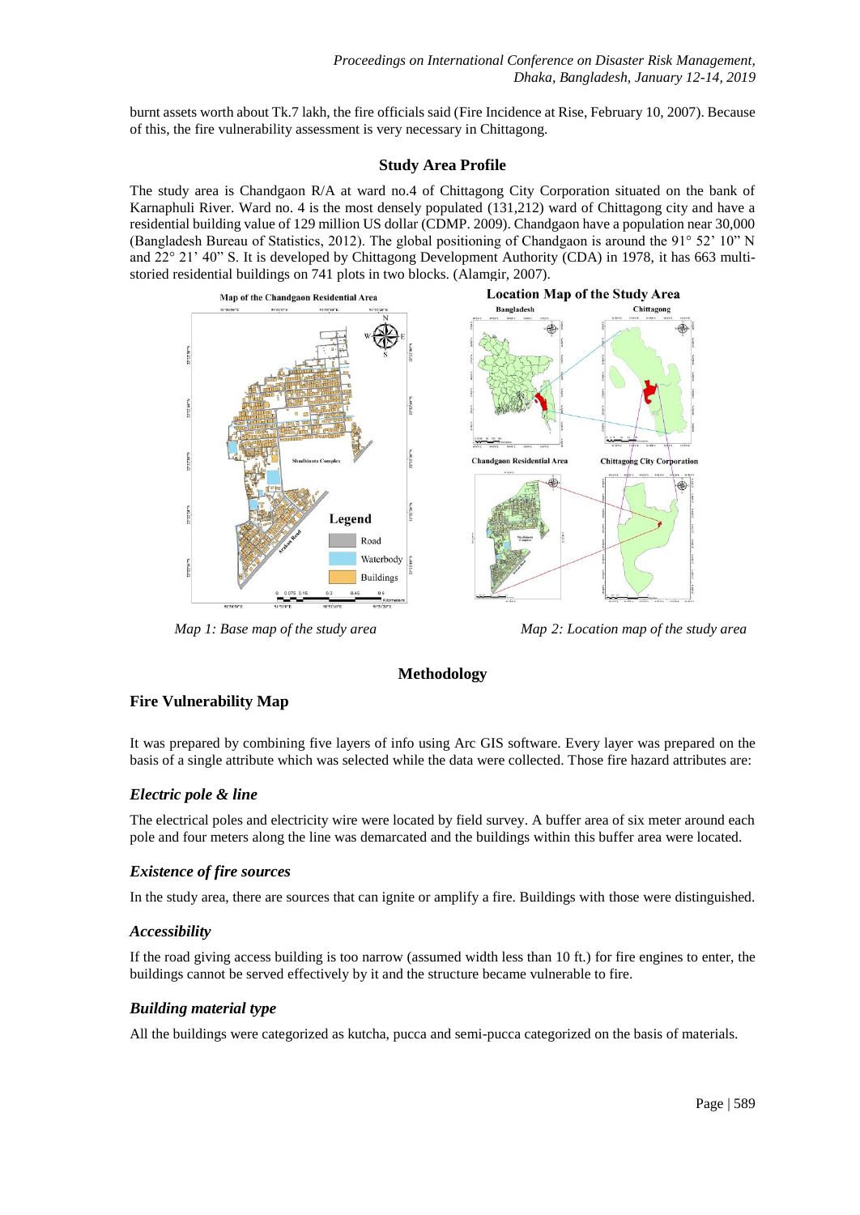burnt assets worth about Tk.7 lakh, the fire officials said (Fire Incidence at Rise, February 10, 2007). Because of this, the fire vulnerability assessment is very necessary in Chittagong.

## Study Area Profile

The study area is Chandgaon R/A at ward no.4 of Chittagong City Corporation situated on the bank of Karnaphuli River. Ward no. 4 is the most densely populated (131,212) ward of Chittagong city and have a residential building value of 129 million US dollar (CDMP. 2009). Chandgaon have a population near 30,000 (Bangladesh Bureau of Statistics, 2012). The global positioning of Chandgaon is around the 91° 52' 10" N and 22° 21' 40" S. It is developed by Chittagong Development Authority (CDA) in 1978, it has 663 multi-storied residential buildings on 741 plots in two blocks. (Alamgir, 2007).

*Map 1: Base map of the study area*

*Map 2: Location map of the study area*

## Methodology

### Fire Vulnerability Map

It was prepared by combining five layers of info using Arc GIS software. Every layer was prepared on the basis of a single attribute which was selected while the data were collected. Those fire hazard attributes are:

#### *Electric pole & line*

The electrical poles and electricity wire were located by field survey. A buffer area of six meter around each pole and four meters along the line was demarcated and the buildings within this buffer area were located.

#### *Existence of fire sources*

In the study area, there are sources that can ignite or amplify a fire. Buildings with those were distinguished.

#### *Accessibility*

If the road giving access building is too narrow (assumed width less than 10 ft.) for fire engines to enter, the buildings cannot be served effectively by it and the structure became vulnerable to fire.

#### *Building material type*

All the buildings were categorized as kutcha, pucca and semi-pucca categorized on the basis of materials.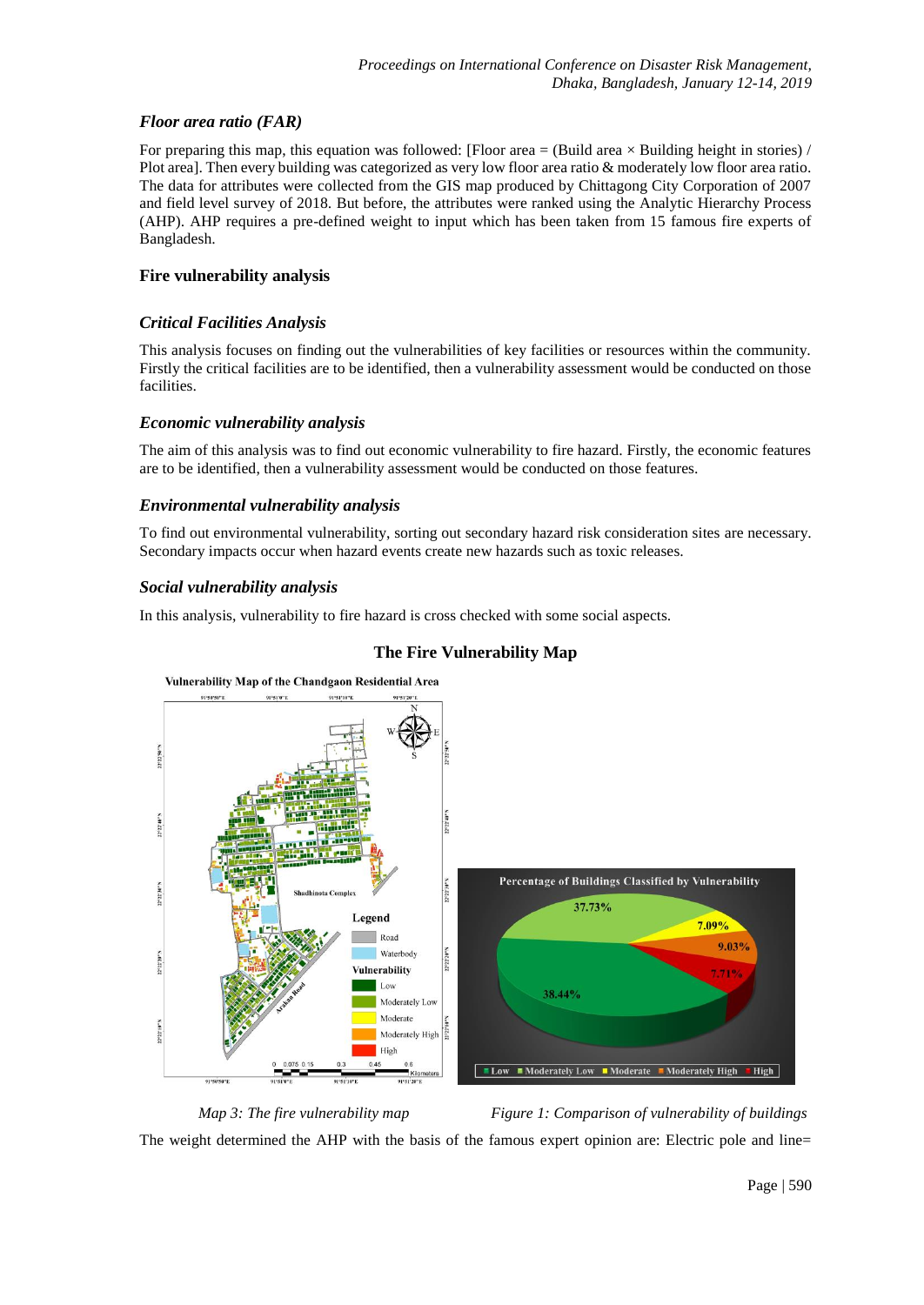### *Floor area ratio (FAR)*

For preparing this map, this equation was followed: [Floor area = (Build area × Building height in stories) / Plot area]. Then every building was categorized as very low floor area ratio & moderately low floor area ratio. The data for attributes were collected from the GIS map produced by Chittagong City Corporation of 2007 and field level survey of 2018. But before, the attributes were ranked using the Analytic Hierarchy Process (AHP). AHP requires a pre-defined weight to input which has been taken from 15 famous fire experts of Bangladesh.

## Fire vulnerability analysis

### *Critical Facilities Analysis*

This analysis focuses on finding out the vulnerabilities of key facilities or resources within the community. Firstly the critical facilities are to be identified, then a vulnerability assessment would be conducted on those facilities.

### *Economic vulnerability analysis*

The aim of this analysis was to find out economic vulnerability to fire hazard. Firstly, the economic features are to be identified, then a vulnerability assessment would be conducted on those features.

### *Environmental vulnerability analysis*

To find out environmental vulnerability, sorting out secondary hazard risk consideration sites are necessary. Secondary impacts occur when hazard events create new hazards such as toxic releases.

### *Social vulnerability analysis*

In this analysis, vulnerability to fire hazard is cross checked with some social aspects.

**The Fire Vulnerability Map**

*Map 3: The fire vulnerability map*

*Figure 1: Comparison of vulnerability of buildings*

The weight determined the AHP with the basis of the famous expert opinion are: Electric pole and line=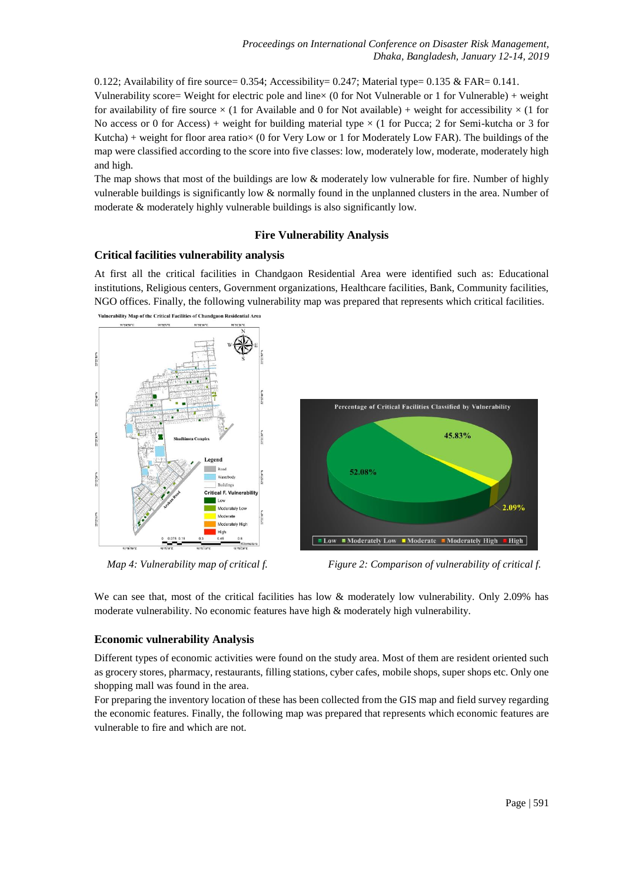0.122; Availability of fire source= 0.354; Accessibility= 0.247; Material type= 0.135 & FAR= 0.141.
Vulnerability score= Weight for electric pole and line× (0 for Not Vulnerable or 1 for Vulnerable) + weight for availability of fire source × (1 for Available and 0 for Not available) + weight for accessibility × (1 for No access or 0 for Access) + weight for building material type × (1 for Pucca; 2 for Semi-kutcha or 3 for Kutcha) + weight for floor area ratio× (0 for Very Low or 1 for Moderately Low FAR). The buildings of the map were classified according to the score into five classes: low, moderately low, moderate, moderately high and high.
The map shows that most of the buildings are low & moderately low vulnerable for fire. Number of highly vulnerable buildings is significantly low & normally found in the unplanned clusters in the area. Number of moderate & moderately highly vulnerable buildings is also significantly low.

## Fire Vulnerability Analysis

### Critical facilities vulnerability analysis

At first all the critical facilities in Chandgaon Residential Area were identified such as: Educational institutions, Religious centers, Government organizations, Healthcare facilities, Bank, Community facilities, NGO offices. Finally, the following vulnerability map was prepared that represents which critical facilities.

*Map 4: Vulnerability map of critical f.*

*Figure 2: Comparison of vulnerability of critical f.*

We can see that, most of the critical facilities has low & moderately low vulnerability. Only 2.09% has moderate vulnerability. No economic features have high & moderately high vulnerability.

### Economic vulnerability Analysis

Different types of economic activities were found on the study area. Most of them are resident oriented such as grocery stores, pharmacy, restaurants, filling stations, cyber cafes, mobile shops, super shops etc. Only one shopping mall was found in the area.
For preparing the inventory location of these has been collected from the GIS map and field survey regarding the economic features. Finally, the following map was prepared that represents which economic features are vulnerable to fire and which are not.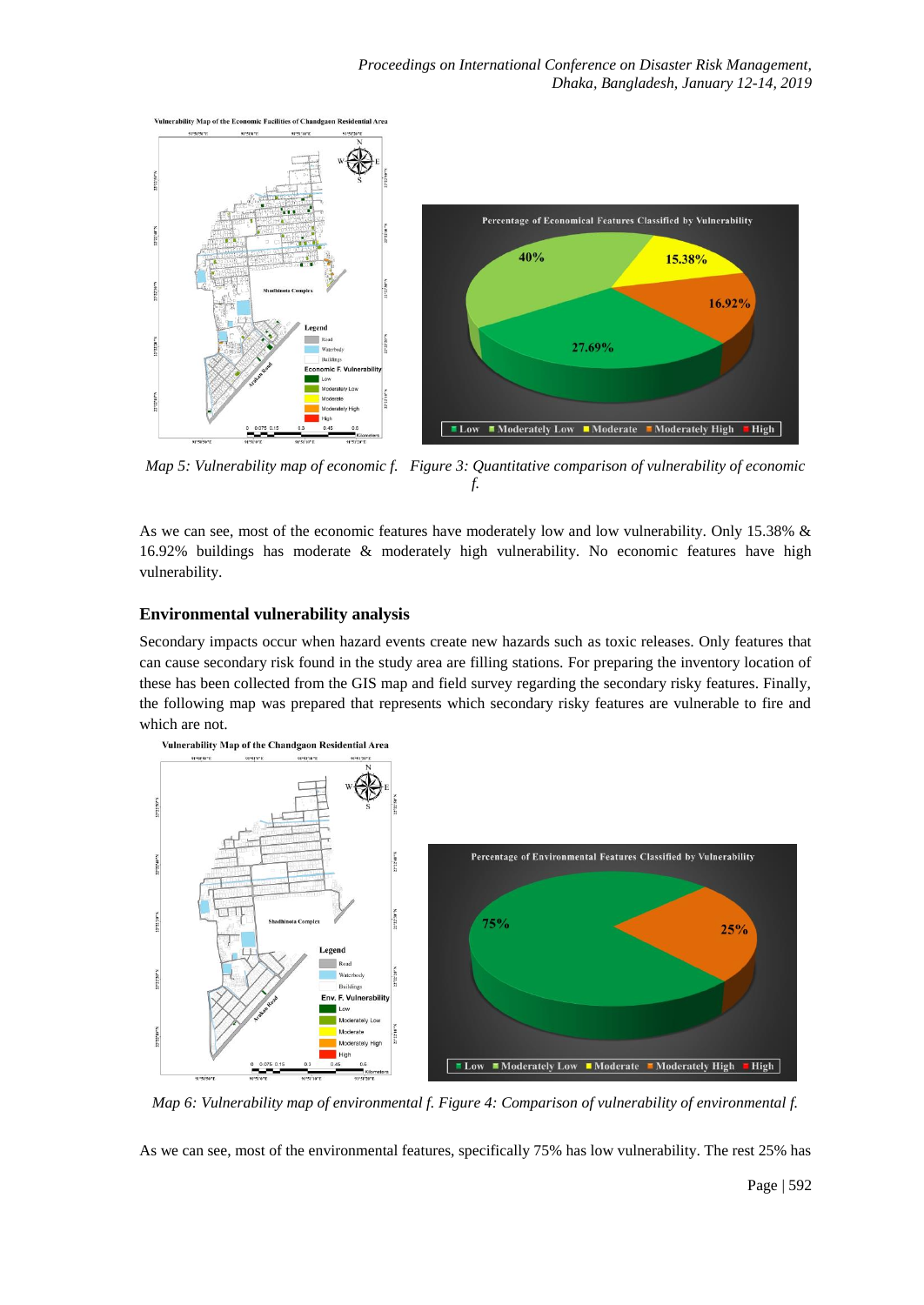*Map 5: Vulnerability map of economic f.* *Figure 3: Quantitative comparison of vulnerability of economic f.*

As we can see, most of the economic features have moderately low and low vulnerability. Only 15.38% & 16.92% buildings has moderate & moderately high vulnerability. No economic features have high vulnerability.

### Environmental vulnerability analysis

Secondary impacts occur when hazard events create new hazards such as toxic releases. Only features that can cause secondary risk found in the study area are filling stations. For preparing the inventory location of these has been collected from the GIS map and field survey regarding the secondary risky features. Finally, the following map was prepared that represents which secondary risky features are vulnerable to fire and which are not.

*Map 6: Vulnerability map of environmental f.* *Figure 4: Comparison of vulnerability of environmental f.*

As we can see, most of the environmental features, specifically 75% has low vulnerability. The rest 25% has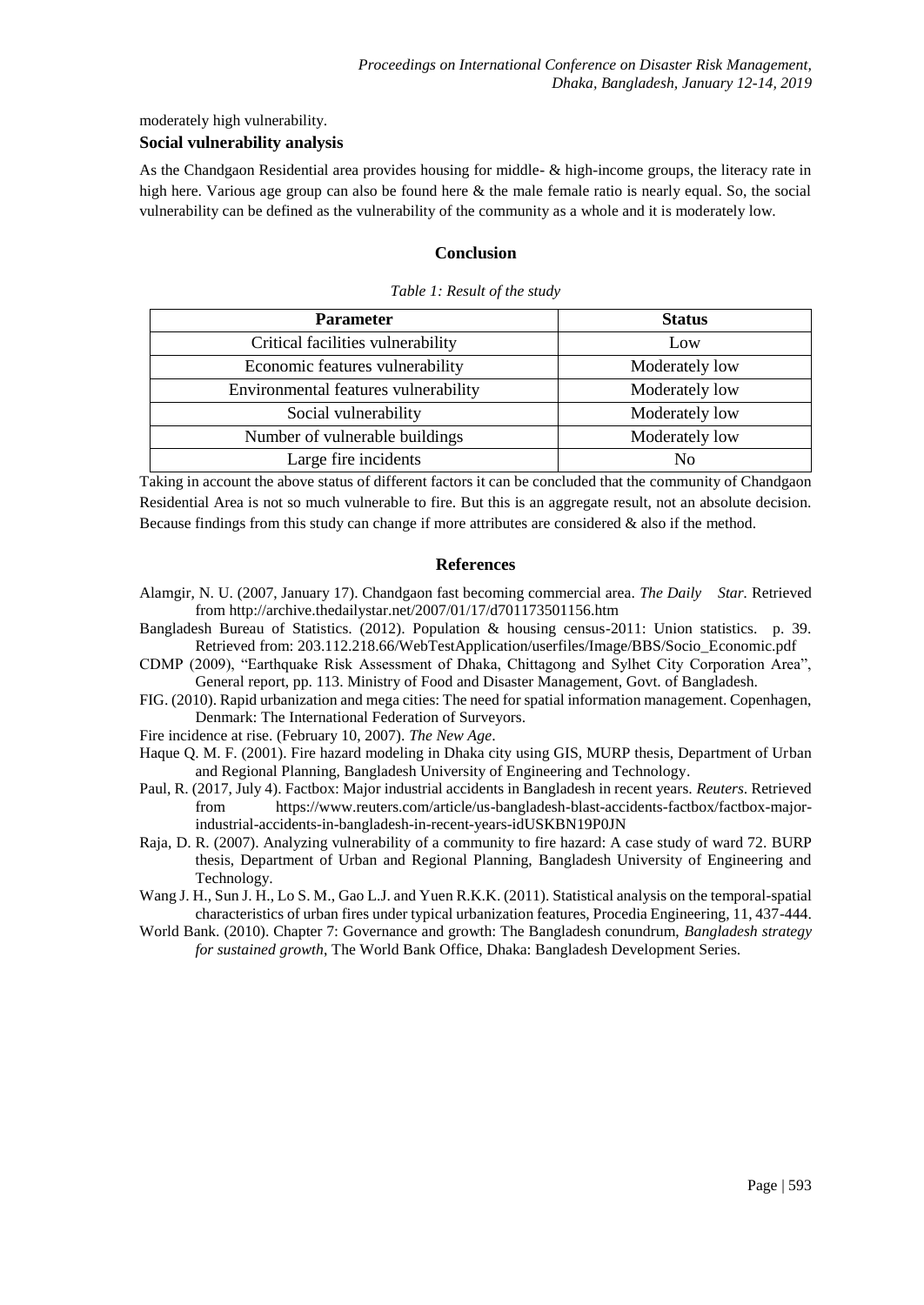moderately high vulnerability.

### Social vulnerability analysis

As the Chandgaon Residential area provides housing for middle- & high-income groups, the literacy rate in high here. Various age group can also be found here & the male female ratio is nearly equal. So, the social vulnerability can be defined as the vulnerability of the community as a whole and it is moderately low.

## Conclusion

*Table 1: Result of the study*

| Parameter | Status |
|---|---|
| Critical facilities vulnerability | Low |
| Economic features vulnerability | Moderately low |
| Environmental features vulnerability | Moderately low |
| Social vulnerability | Moderately low |
| Number of vulnerable buildings | Moderately low |
| Large fire incidents | No |

Taking in account the above status of different factors it can be concluded that the community of Chandgaon Residential Area is not so much vulnerable to fire. But this is an aggregate result, not an absolute decision. Because findings from this study can change if more attributes are considered & also if the method.

## References

Alamgir, N. U. (2007, January 17). Chandgaon fast becoming commercial area. *The Daily Star*. Retrieved from http://archive.thedailystar.net/2007/01/17/d701173501156.htm

Bangladesh Bureau of Statistics. (2012). Population & housing census-2011: Union statistics. p. 39. Retrieved from: 203.112.218.66/WebTestApplication/userfiles/Image/BBS/Socio_Economic.pdf

CDMP (2009), "Earthquake Risk Assessment of Dhaka, Chittagong and Sylhet City Corporation Area", General report, pp. 113. Ministry of Food and Disaster Management, Govt. of Bangladesh.

FIG. (2010). Rapid urbanization and mega cities: The need for spatial information management. Copenhagen, Denmark: The International Federation of Surveyors.

Fire incidence at rise. (February 10, 2007). *The New Age*.

Haque Q. M. F. (2001). Fire hazard modeling in Dhaka city using GIS, MURP thesis, Department of Urban and Regional Planning, Bangladesh University of Engineering and Technology.

Paul, R. (2017, July 4). Factbox: Major industrial accidents in Bangladesh in recent years. *Reuters*. Retrieved from https://www.reuters.com/article/us-bangladesh-blast-accidents-factbox/factbox-major-industrial-accidents-in-bangladesh-in-recent-years-idUSKBN19P0JN

Raja, D. R. (2007). Analyzing vulnerability of a community to fire hazard: A case study of ward 72. BURP thesis, Department of Urban and Regional Planning, Bangladesh University of Engineering and Technology.

Wang J. H., Sun J. H., Lo S. M., Gao L.J. and Yuen R.K.K. (2011). Statistical analysis on the temporal-spatial characteristics of urban fires under typical urbanization features, Procedia Engineering, 11, 437-444.

World Bank. (2010). Chapter 7: Governance and growth: The Bangladesh conundrum, *Bangladesh strategy for sustained growth*, The World Bank Office, Dhaka: Bangladesh Development Series.